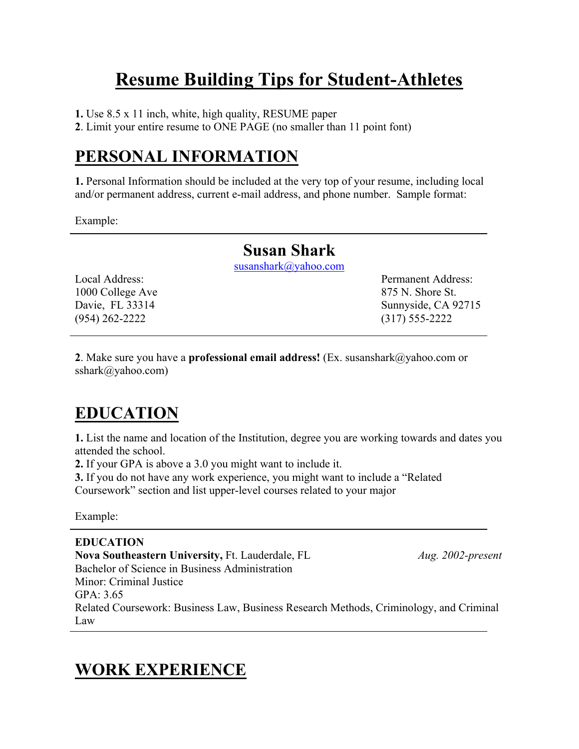# Resume Building Tips for Student-Athletes

**1.** Use 8.5 x 11 inch, white, high quality, RESUME paper
**2**. Limit your entire resume to ONE PAGE (no smaller than 11 point font)

## PERSONAL INFORMATION

**1.** Personal Information should be included at the very top of your resume, including local and/or permanent address, current e-mail address, and phone number. Sample format:

Example:

---

**Susan Shark**
susanshark@yahoo.com

| Local Address: | Permanent Address: |
|---|---|
| 1000 College Ave | 875 N. Shore St. |
| Davie, FL 33314 | Sunnyside, CA 92715 |
| (954) 262-2222 | (317) 555-2222 |

---

**2**. Make sure you have a **professional email address!** (Ex. susanshark@yahoo.com or sshark@yahoo.com)

## EDUCATION

**1.** List the name and location of the Institution, degree you are working towards and dates you attended the school.
**2.** If your GPA is above a 3.0 you might want to include it.
**3.** If you do not have any work experience, you might want to include a "Related Coursework" section and list upper-level courses related to your major

Example:

---

**EDUCATION**
**Nova Southeastern University,** Ft. Lauderdale, FL *Aug. 2002-present*
Bachelor of Science in Business Administration
Minor: Criminal Justice
GPA: 3.65
Related Coursework: Business Law, Business Research Methods, Criminology, and Criminal Law

---

## WORK EXPERIENCE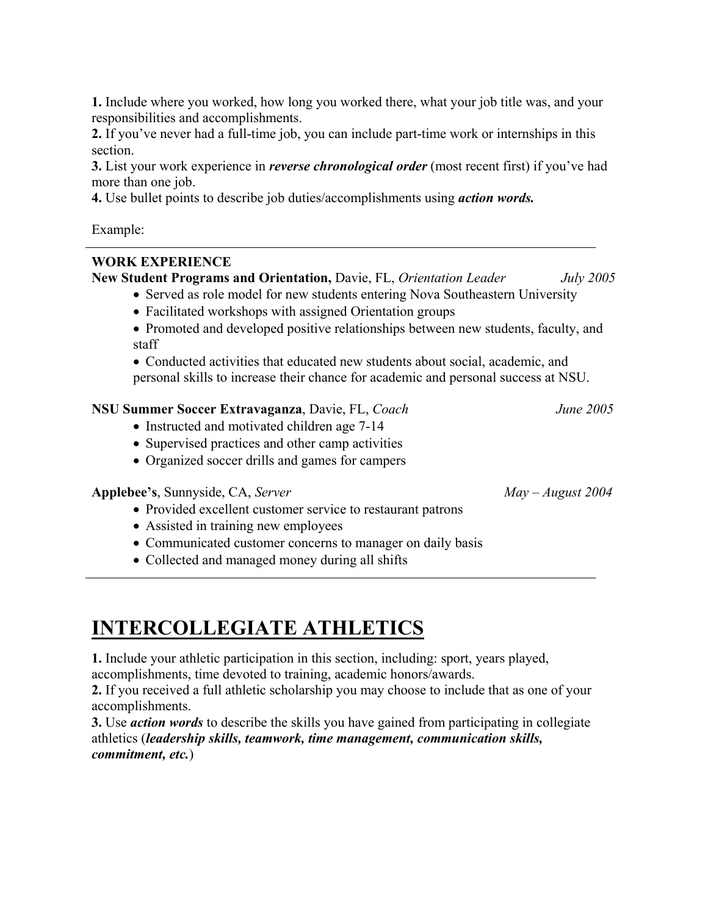**1.** Include where you worked, how long you worked there, what your job title was, and your responsibilities and accomplishments.
**2.** If you've never had a full-time job, you can include part-time work or internships in this section.
**3.** List your work experience in ***reverse chronological order*** (most recent first) if you've had more than one job.
**4.** Use bullet points to describe job duties/accomplishments using ***action words.***

Example:

---

**WORK EXPERIENCE**

**New Student Programs and Orientation,** Davie, FL, *Orientation Leader* *July 2005*

- Served as role model for new students entering Nova Southeastern University
- Facilitated workshops with assigned Orientation groups
- Promoted and developed positive relationships between new students, faculty, and staff
- Conducted activities that educated new students about social, academic, and personal skills to increase their chance for academic and personal success at NSU.

**NSU Summer Soccer Extravaganza**, Davie, FL, *Coach* *June 2005*

- Instructed and motivated children age 7-14
- Supervised practices and other camp activities
- Organized soccer drills and games for campers

**Applebee's**, Sunnyside, CA, *Server* *May – August 2004*

- Provided excellent customer service to restaurant patrons
- Assisted in training new employees
- Communicated customer concerns to manager on daily basis
- Collected and managed money during all shifts

---

# INTERCOLLEGIATE ATHLETICS

**1.** Include your athletic participation in this section, including: sport, years played, accomplishments, time devoted to training, academic honors/awards.
**2.** If you received a full athletic scholarship you may choose to include that as one of your accomplishments.
**3.** Use ***action words*** to describe the skills you have gained from participating in collegiate athletics (***leadership skills, teamwork, time management, communication skills, commitment, etc.***)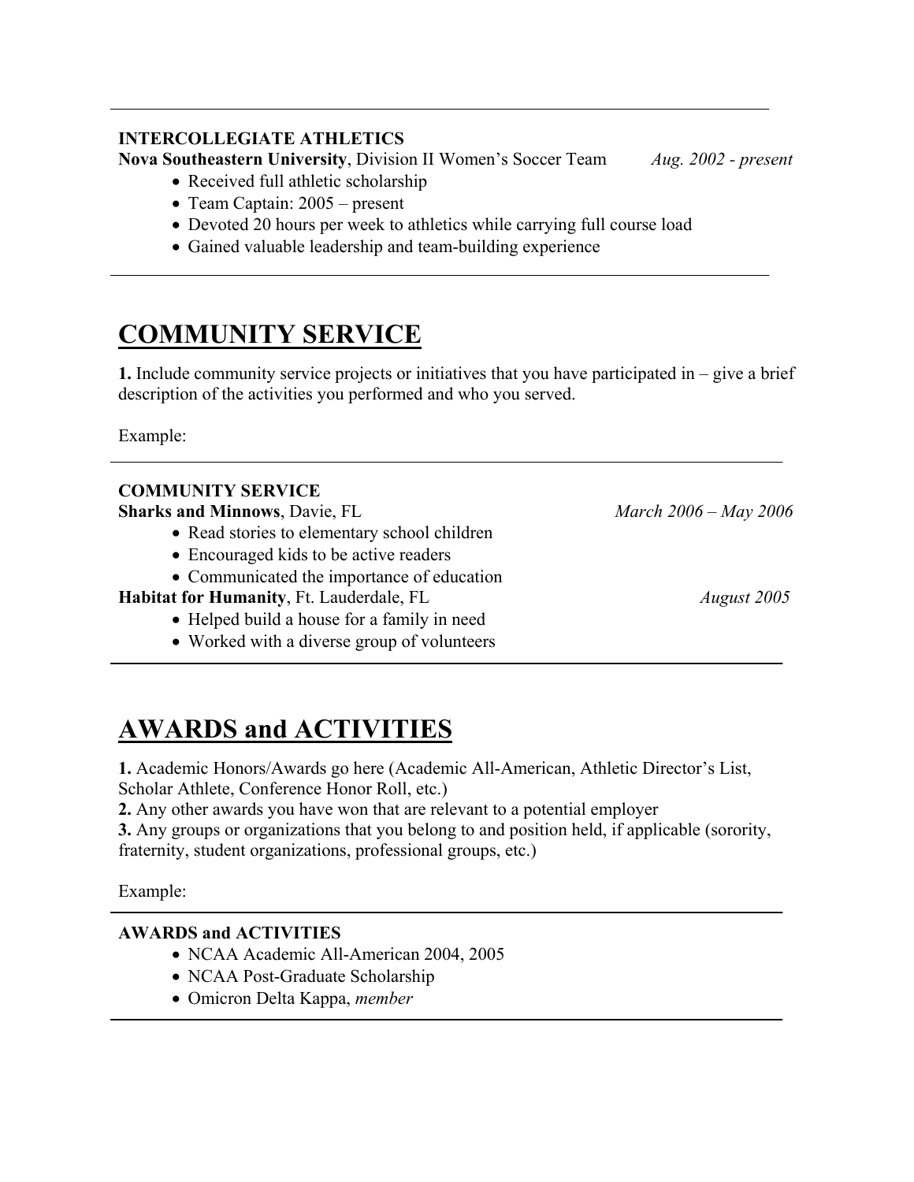---

**INTERCOLLEGIATE ATHLETICS**

**Nova Southeastern University**, Division II Women's Soccer Team *Aug. 2002 - present*

- Received full athletic scholarship
- Team Captain: 2005 – present
- Devoted 20 hours per week to athletics while carrying full course load
- Gained valuable leadership and team-building experience

---

# COMMUNITY SERVICE

**1.** Include community service projects or initiatives that you have participated in – give a brief description of the activities you performed and who you served.

Example:

---

**COMMUNITY SERVICE**

**Sharks and Minnows**, Davie, FL *March 2006 – May 2006*

- Read stories to elementary school children
- Encouraged kids to be active readers
- Communicated the importance of education

**Habitat for Humanity**, Ft. Lauderdale, FL *August 2005*

- Helped build a house for a family in need
- Worked with a diverse group of volunteers

---

# AWARDS and ACTIVITIES

**1.** Academic Honors/Awards go here (Academic All-American, Athletic Director's List, Scholar Athlete, Conference Honor Roll, etc.)

**2.** Any other awards you have won that are relevant to a potential employer

**3.** Any groups or organizations that you belong to and position held, if applicable (sorority, fraternity, student organizations, professional groups, etc.)

Example:

---

**AWARDS and ACTIVITIES**

- NCAA Academic All-American 2004, 2005
- NCAA Post-Graduate Scholarship
- Omicron Delta Kappa, *member*

---